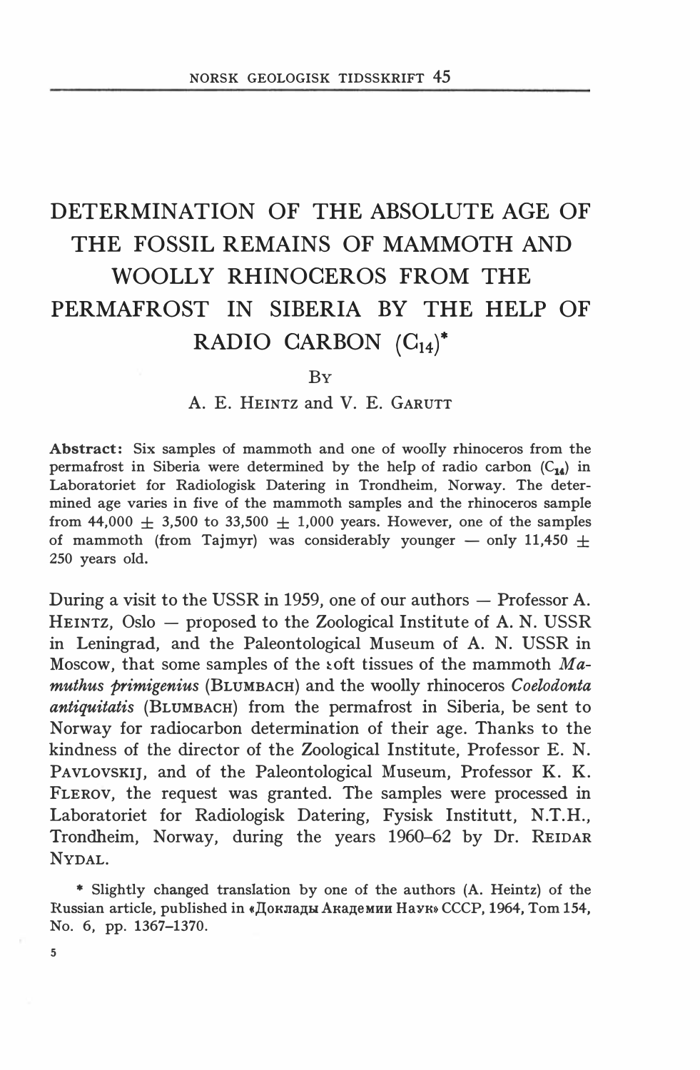# DETERMINATION OF THE ABSOLUTE AGE OF THE FOSSIL REMAINS OF MAMMOTH AND WOOLLY RHINOCEROS FROM THE PERMAFROST IN SIBERIA BY THE HELP OF RADIO CARBON ($C_{14}$)*

By

A. E. Heintz and V. E. Garutt

**Abstract:** Six samples of mammoth and one of woolly rhinoceros from the permafrost in Siberia were determined by the help of radio carbon ($C_{14}$) in Laboratoriet for Radiologisk Datering in Trondheim, Norway. The determined age varies in five of the mammoth samples and the rhinoceros sample from 44,000 ± 3,500 to 33,500 ± 1,000 years. However, one of the samples of mammoth (from Tajmyr) was considerably younger — only 11,450 ± 250 years old.

During a visit to the USSR in 1959, one of our authors — Professor A. Heintz, Oslo — proposed to the Zoological Institute of A. N. USSR in Leningrad, and the Paleontological Museum of A. N. USSR in Moscow, that some samples of the soft tissues of the mammoth *Mamuthus primigenius* (Blumbach) and the woolly rhinoceros *Coelodonta antiquitatis* (Blumbach) from the permafrost in Siberia, be sent to Norway for radiocarbon determination of their age. Thanks to the kindness of the director of the Zoological Institute, Professor E. N. Pavlovskij, and of the Paleontological Museum, Professor K. K. Flerov, the request was granted. The samples were processed in Laboratoriet for Radiologisk Datering, Fysisk Institutt, N.T.H., Trondheim, Norway, during the years 1960–62 by Dr. Reidar Nydal.

\* Slightly changed translation by one of the authors (A. Heintz) of the Russian article, published in «Доклады Академии Наук» СССР, 1964, Том 154, No. 6, pp. 1367–1370.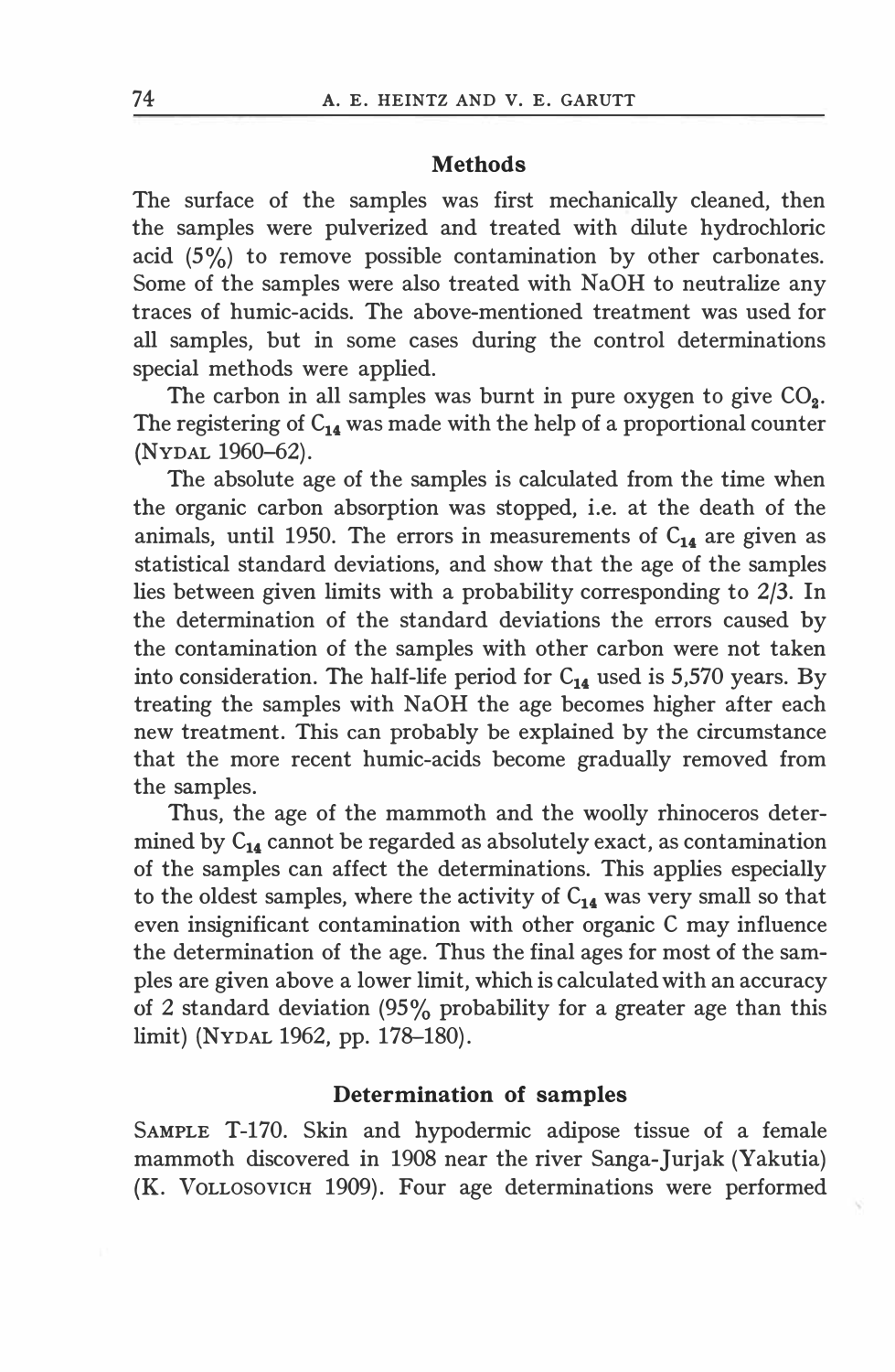## Methods

The surface of the samples was first mechanically cleaned, then the samples were pulverized and treated with dilute hydrochloric acid (5%) to remove possible contamination by other carbonates. Some of the samples were also treated with NaOH to neutralize any traces of humic-acids. The above-mentioned treatment was used for all samples, but in some cases during the control determinations special methods were applied.

The carbon in all samples was burnt in pure oxygen to give $CO_2$. The registering of $C_{14}$ was made with the help of a proportional counter (NYDAL 1960–62).

The absolute age of the samples is calculated from the time when the organic carbon absorption was stopped, i.e. at the death of the animals, until 1950. The errors in measurements of $C_{14}$ are given as statistical standard deviations, and show that the age of the samples lies between given limits with a probability corresponding to 2/3. In the determination of the standard deviations the errors caused by the contamination of the samples with other carbon were not taken into consideration. The half-life period for $C_{14}$ used is 5,570 years. By treating the samples with NaOH the age becomes higher after each new treatment. This can probably be explained by the circumstance that the more recent humic-acids become gradually removed from the samples.

Thus, the age of the mammoth and the woolly rhinoceros determined by $C_{14}$ cannot be regarded as absolutely exact, as contamination of the samples can affect the determinations. This applies especially to the oldest samples, where the activity of $C_{14}$ was very small so that even insignificant contamination with other organic C may influence the determination of the age. Thus the final ages for most of the samples are given above a lower limit, which is calculated with an accuracy of 2 standard deviation (95% probability for a greater age than this limit) (NYDAL 1962, pp. 178–180).

## Determination of samples

SAMPLE T-170. Skin and hypodermic adipose tissue of a female mammoth discovered in 1908 near the river Sanga-Jurjak (Yakutia) (K. VOLLOSOVICH 1909). Four age determinations were performed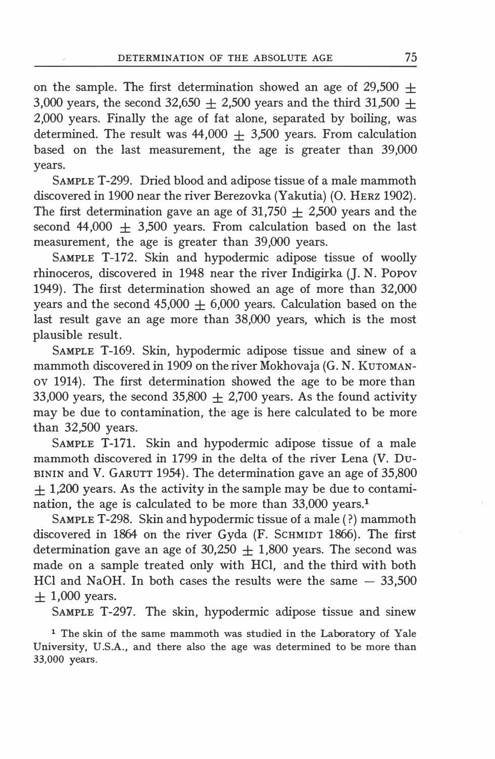on the sample. The first determination showed an age of 29,500 ± 3,000 years, the second 32,650 ± 2,500 years and the third 31,500 ± 2,000 years. Finally the age of fat alone, separated by boiling, was determined. The result was 44,000 ± 3,500 years. From calculation based on the last measurement, the age is greater than 39,000 years.

SAMPLE T-299. Dried blood and adipose tissue of a male mammoth discovered in 1900 near the river Berezovka (Yakutia) (O. HERZ 1902). The first determination gave an age of 31,750 ± 2,500 years and the second 44,000 ± 3,500 years. From calculation based on the last measurement, the age is greater than 39,000 years.

SAMPLE T-172. Skin and hypodermic adipose tissue of woolly rhinoceros, discovered in 1948 near the river Indigirka (J. N. POPOV 1949). The first determination showed an age of more than 32,000 years and the second 45,000 ± 6,000 years. Calculation based on the last result gave an age more than 38,000 years, which is the most plausible result.

SAMPLE T-169. Skin, hypodermic adipose tissue and sinew of a mammoth discovered in 1909 on the river Mokhovaja (G. N. KUTOMANOV 1914). The first determination showed the age to be more than 33,000 years, the second 35,800 ± 2,700 years. As the found activity may be due to contamination, the age is here calculated to be more than 32,500 years.

SAMPLE T-171. Skin and hypodermic adipose tissue of a male mammoth discovered in 1799 in the delta of the river Lena (V. DUBININ and V. GARUTT 1954). The determination gave an age of 35,800 ± 1,200 years. As the activity in the sample may be due to contamination, the age is calculated to be more than 33,000 years.[1]

SAMPLE T-298. Skin and hypodermic tissue of a male (?) mammoth discovered in 1864 on the river Gyda (F. SCHMIDT 1866). The first determination gave an age of 30,250 ± 1,800 years. The second was made on a sample treated only with HCl, and the third with both HCl and NaOH. In both cases the results were the same — 33,500 ± 1,000 years.

SAMPLE T-297. The skin, hypodermic adipose tissue and sinew

[1] The skin of the same mammoth was studied in the Laboratory of Yale University, U.S.A., and there also the age was determined to be more than 33,000 years.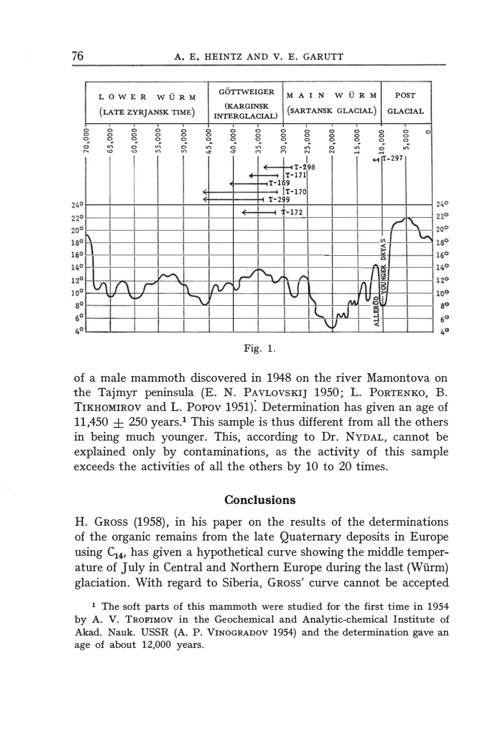Fig. 1.

of a male mammoth discovered in 1948 on the river Mamontova on the Tajmyr peninsula (E. N. PAVLOVSKIJ 1950; L. PORTENKO, B. TIKHOMIROV and L. POPOV 1951). Determination has given an age of 11,450 ± 250 years.[1] This sample is thus different from all the others in being much younger. This, according to Dr. NYDAL, cannot be explained only by contaminations, as the activity of this sample exceeds the activities of all the others by 10 to 20 times.

## Conclusions

H. GROSS (1958), in his paper on the results of the determinations of the organic remains from the late Quaternary deposits in Europe using $C_{14}$, has given a hypothetical curve showing the middle temperature of July in Central and Northern Europe during the last (Würm) glaciation. With regard to Siberia, GROSS' curve cannot be accepted

[1] The soft parts of this mammoth were studied for the first time in 1954 by A. V. TROFIMOV in the Geochemical and Analytic-chemical Institute of Akad. Nauk. USSR (A. P. VINOGRADOV 1954) and the determination gave an age of about 12,000 years.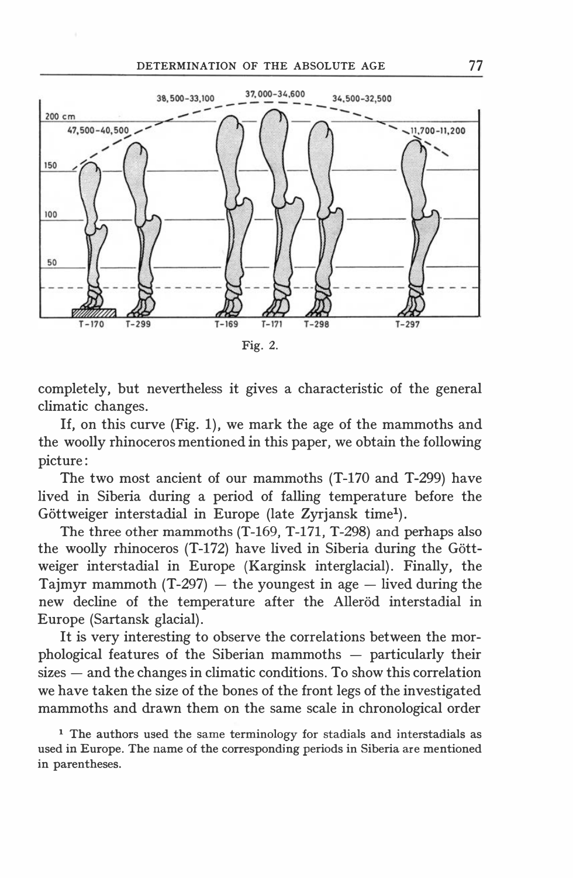Fig. 2.

completely, but nevertheless it gives a characteristic of the general climatic changes.

If, on this curve (Fig. 1), we mark the age of the mammoths and the woolly rhinoceros mentioned in this paper, we obtain the following picture:

The two most ancient of our mammoths (T-170 and T-299) have lived in Siberia during a period of falling temperature before the Göttweiger interstadial in Europe (late Zyrjansk time[1]).

The three other mammoths (T-169, T-171, T-298) and perhaps also the woolly rhinoceros (T-172) have lived in Siberia during the Göttweiger interstadial in Europe (Karginsk interglacial). Finally, the Tajmyr mammoth (T-297) — the youngest in age — lived during the new decline of the temperature after the Alleröd interstadial in Europe (Sartansk glacial).

It is very interesting to observe the correlations between the morphological features of the Siberian mammoths — particularly their sizes — and the changes in climatic conditions. To show this correlation we have taken the size of the bones of the front legs of the investigated mammoths and drawn them on the same scale in chronological order

[1] The authors used the same terminology for stadials and interstadials as used in Europe. The name of the corresponding periods in Siberia are mentioned in parentheses.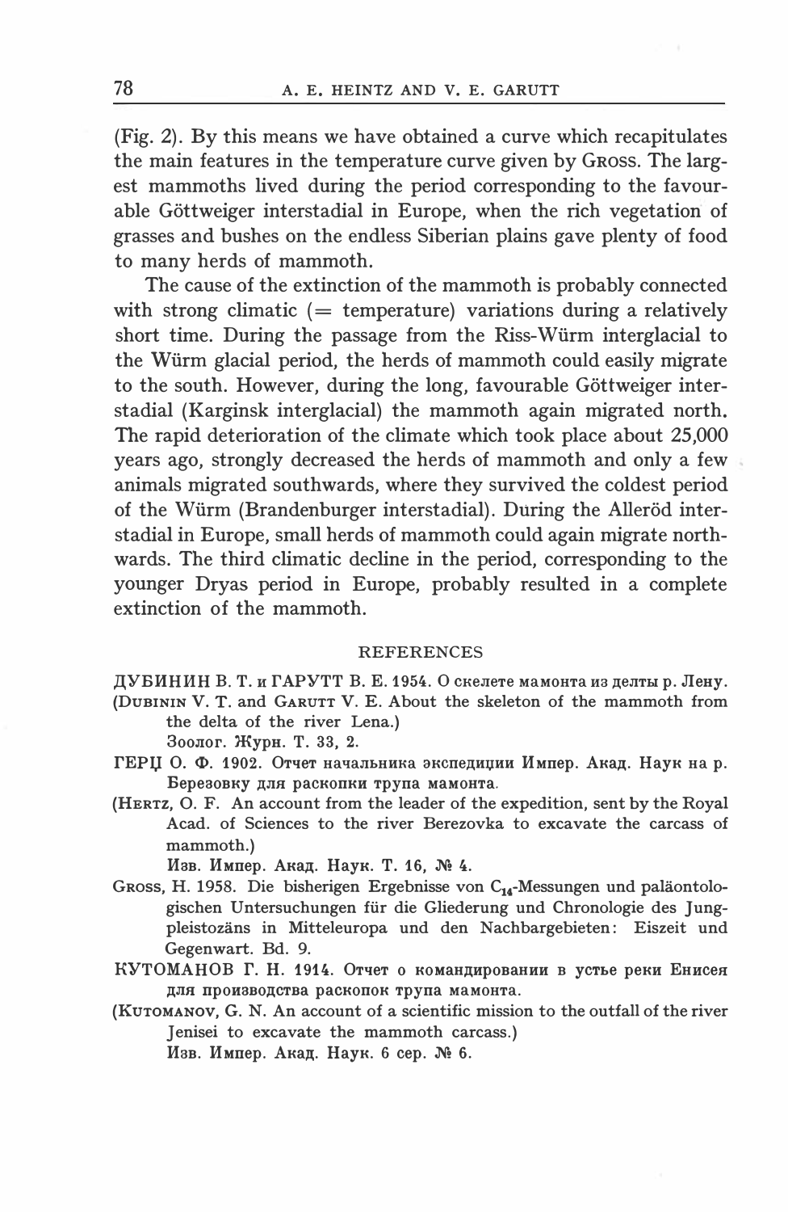(Fig. 2). By this means we have obtained a curve which recapitulates the main features in the temperature curve given by Gross. The largest mammoths lived during the period corresponding to the favourable Göttweiger interstadial in Europe, when the rich vegetation of grasses and bushes on the endless Siberian plains gave plenty of food to many herds of mammoth.

The cause of the extinction of the mammoth is probably connected with strong climatic (= temperature) variations during a relatively short time. During the passage from the Riss-Würm interglacial to the Würm glacial period, the herds of mammoth could easily migrate to the south. However, during the long, favourable Göttweiger interstadial (Karginsk interglacial) the mammoth again migrated north. The rapid deterioration of the climate which took place about 25,000 years ago, strongly decreased the herds of mammoth and only a few animals migrated southwards, where they survived the coldest period of the Würm (Brandenburger interstadial). During the Alleröd interstadial in Europe, small herds of mammoth could again migrate northwards. The third climatic decline in the period, corresponding to the younger Dryas period in Europe, probably resulted in a complete extinction of the mammoth.

## REFERENCES

ДУБИНИН В. Т. и ГАРУТТ В. Е. 1954. О скелете мамонта из дельты р. Лену. (Dubinin V. T. and Garutt V. E. About the skeleton of the mammoth from the delta of the river Lena.) Зоолог. Журн. Т. 33, 2.

ГЕРЦ О. Ф. 1902. Отчет начальника экспедиции Импер. Акад. Наук на р. Березовку для раскопки трупа мамонта. (Hertz, O. F. An account from the leader of the expedition, sent by the Royal Acad. of Sciences to the river Berezovka to excavate the carcass of mammoth.) Изв. Импер. Акад. Наук. Т. 16, № 4.

Gross, H. 1958. Die bisherigen Ergebnisse von $C_{14}$-Messungen und paläontologischen Untersuchungen für die Gliederung und Chronologie des Jungpleistozäns in Mitteleuropa und den Nachbargebieten: Eiszeit und Gegenwart. Bd. 9.

КУТОМАНОВ Г. Н. 1914. Отчет о командировании в устье реки Енисея для производства раскопок трупа мамонта. (Kutomanov, G. N. An account of a scientific mission to the outfall of the river Jenisei to excavate the mammoth carcass.) Изв. Импер. Акад. Наук. 6 сер. № 6.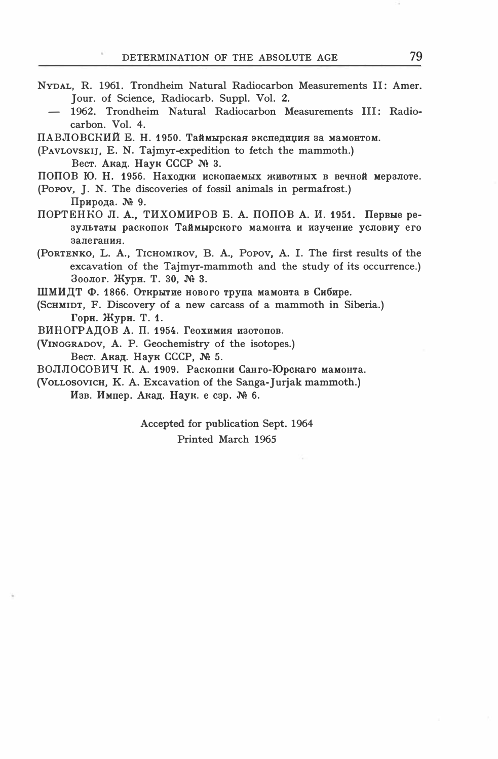NYDAL, R. 1961. Trondheim Natural Radiocarbon Measurements II: Amer. Jour. of Science, Radiocarb. Suppl. Vol. 2.

— 1962. Trondheim Natural Radiocarbon Measurements III: Radiocarbon. Vol. 4.

ПАВЛОВСКИЙ Е. Н. 1950. Таймырская экспедиция за мамонтом.

(PAVLOVSKIJ, E. N. Tajmyr-expedition to fetch the mammoth.) Вест. Акад. Наук СССР № 3.

ПОПОВ Ю. Н. 1956. Находки ископаемых животных в вечной мерзлоте.

(POPOV, J. N. The discoveries of fossil animals in permafrost.) Природа. № 9.

ПОРТЕНКО Л. А., ТИХОМИРОВ Б. А. ПОПОВ А. И. 1951. Первые результаты раскопок Таймырского мамонта и изучение условиу его залегания.

(PORTENKO, L. A., TICHOMIROV, B. A., POPOV, A. I. The first results of the excavation of the Tajmyr-mammoth and the study of its occurrence.) Зоолог. Журн. Т. 30, № 3.

ШМИДТ Ф. 1866. Открытие нового трупа мамонта в Сибире.

(SCHMIDT, F. Discovery of a new carcass of a mammoth in Siberia.) Горн. Журн. Т. 1.

ВИНОГРАДОВ А. П. 1954. Геохимия изотопов.

(VINOGRADOV, A. P. Geochemistry of the isotopes.) Вест. Акад. Наук СССР, № 5.

ВОЛЛОСОВИЧ К. А. 1909. Раскопки Санго-Юрскаго мамонта.

(VOLLOSOVICH, K. A. Excavation of the Sanga-Jurjak mammoth.) Изв. Импер. Акад. Наук. е сэр. № 6.

Accepted for publication Sept. 1964
Printed March 1965